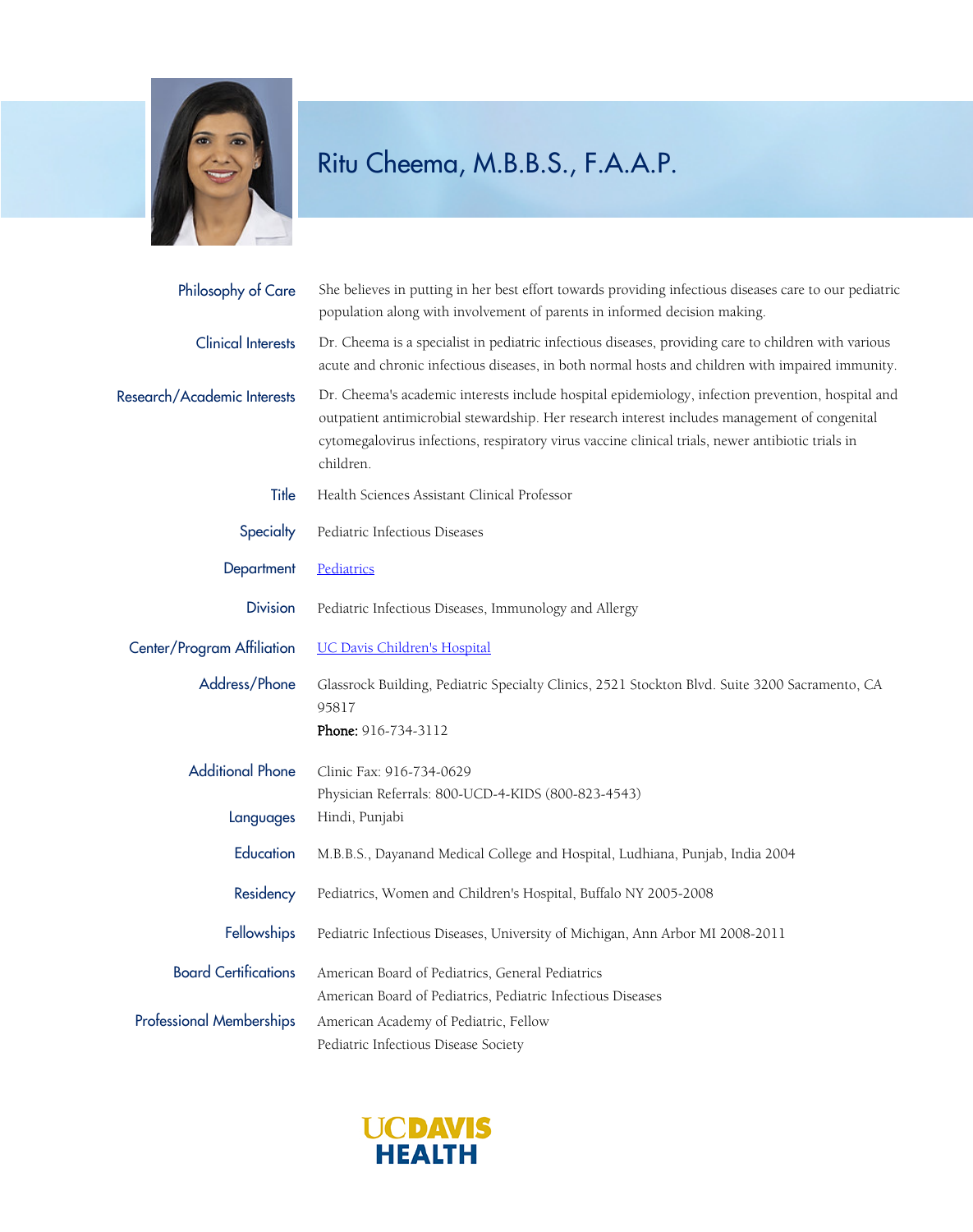# Ritu Cheema, M.B.B.S., F.A.A.P.

**Philosophy of Care**
She believes in putting in her best effort towards providing infectious diseases care to our pediatric population along with involvement of parents in informed decision making.

**Clinical Interests**
Dr. Cheema is a specialist in pediatric infectious diseases, providing care to children with various acute and chronic infectious diseases, in both normal hosts and children with impaired immunity.

**Research/Academic Interests**
Dr. Cheema's academic interests include hospital epidemiology, infection prevention, hospital and outpatient antimicrobial stewardship. Her research interest includes management of congenital cytomegalovirus infections, respiratory virus vaccine clinical trials, newer antibiotic trials in children.

**Title**
Health Sciences Assistant Clinical Professor

**Specialty**
Pediatric Infectious Diseases

**Department**
[Pediatrics]

**Division**
Pediatric Infectious Diseases, Immunology and Allergy

**Center/Program Affiliation**
[UC Davis Children's Hospital]

**Address/Phone**
Glassrock Building, Pediatric Specialty Clinics, 2521 Stockton Blvd. Suite 3200 Sacramento, CA 95817
**Phone:** 916-734-3112

**Additional Phone**
Clinic Fax: 916-734-0629
Physician Referrals: 800-UCD-4-KIDS (800-823-4543)

**Languages**
Hindi, Punjabi

**Education**
M.B.B.S., Dayanand Medical College and Hospital, Ludhiana, Punjab, India 2004

**Residency**
Pediatrics, Women and Children's Hospital, Buffalo NY 2005-2008

**Fellowships**
Pediatric Infectious Diseases, University of Michigan, Ann Arbor MI 2008-2011

**Board Certifications**
American Board of Pediatrics, General Pediatrics
American Board of Pediatrics, Pediatric Infectious Diseases

**Professional Memberships**
American Academy of Pediatric, Fellow
Pediatric Infectious Disease Society

UCDAVIS HEALTH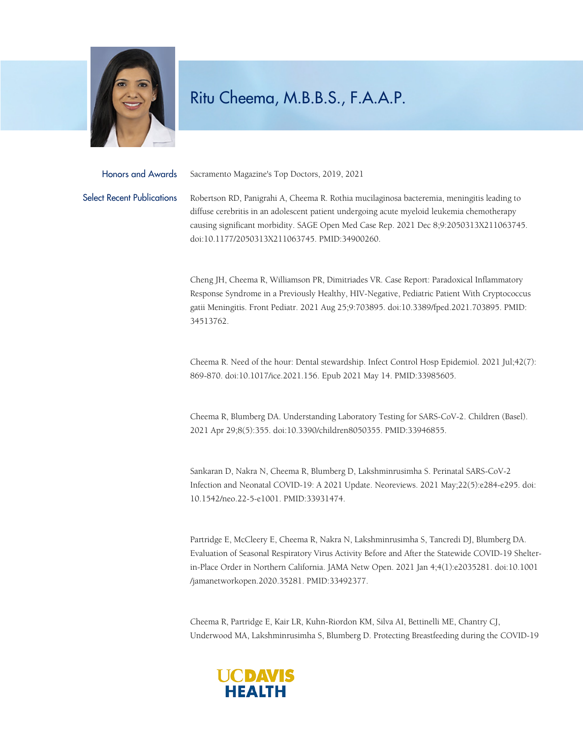# Ritu Cheema, M.B.B.S., F.A.A.P.

**Honors and Awards**

Sacramento Magazine's Top Doctors, 2019, 2021

**Select Recent Publications**

Robertson RD, Panigrahi A, Cheema R. Rothia mucilaginosa bacteremia, meningitis leading to diffuse cerebritis in an adolescent patient undergoing acute myeloid leukemia chemotherapy causing significant morbidity. SAGE Open Med Case Rep. 2021 Dec 8;9:2050313X211063745. doi:10.1177/2050313X211063745. PMID:34900260.

Cheng JH, Cheema R, Williamson PR, Dimitriades VR. Case Report: Paradoxical Inflammatory Response Syndrome in a Previously Healthy, HIV-Negative, Pediatric Patient With Cryptococcus gatii Meningitis. Front Pediatr. 2021 Aug 25;9:703895. doi:10.3389/fped.2021.703895. PMID: 34513762.

Cheema R. Need of the hour: Dental stewardship. Infect Control Hosp Epidemiol. 2021 Jul;42(7): 869-870. doi:10.1017/ice.2021.156. Epub 2021 May 14. PMID:33985605.

Cheema R, Blumberg DA. Understanding Laboratory Testing for SARS-CoV-2. Children (Basel). 2021 Apr 29;8(5):355. doi:10.3390/children8050355. PMID:33946855.

Sankaran D, Nakra N, Cheema R, Blumberg D, Lakshminrusimha S. Perinatal SARS-CoV-2 Infection and Neonatal COVID-19: A 2021 Update. Neoreviews. 2021 May;22(5):e284-e295. doi: 10.1542/neo.22-5-e1001. PMID:33931474.

Partridge E, McCleery E, Cheema R, Nakra N, Lakshminrusimha S, Tancredi DJ, Blumberg DA. Evaluation of Seasonal Respiratory Virus Activity Before and After the Statewide COVID-19 Shelter-in-Place Order in Northern California. JAMA Netw Open. 2021 Jan 4;4(1):e2035281. doi:10.1001/jamanetworkopen.2020.35281. PMID:33492377.

Cheema R, Partridge E, Kair LR, Kuhn-Riordon KM, Silva AI, Bettinelli ME, Chantry CJ, Underwood MA, Lakshminrusimha S, Blumberg D. Protecting Breastfeeding during the COVID-19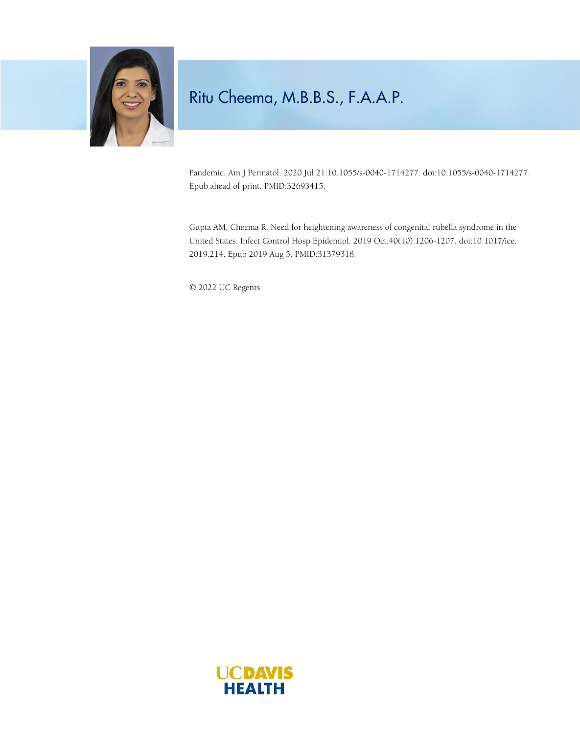# Ritu Cheema, M.B.B.S., F.A.A.P.

Pandemic. Am J Perinatol. 2020 Jul 21:10.1055/s-0040-1714277. doi:10.1055/s-0040-1714277. Epub ahead of print. PMID:32693415.

Gupta AM, Cheema R. Need for heightening awareness of congenital rubella syndrome in the United States. Infect Control Hosp Epidemiol. 2019 Oct;40(10):1206-1207. doi:10.1017/ice.2019.214. Epub 2019 Aug 5. PMID:31379318.

© 2022 UC Regents

UC DAVIS HEALTH